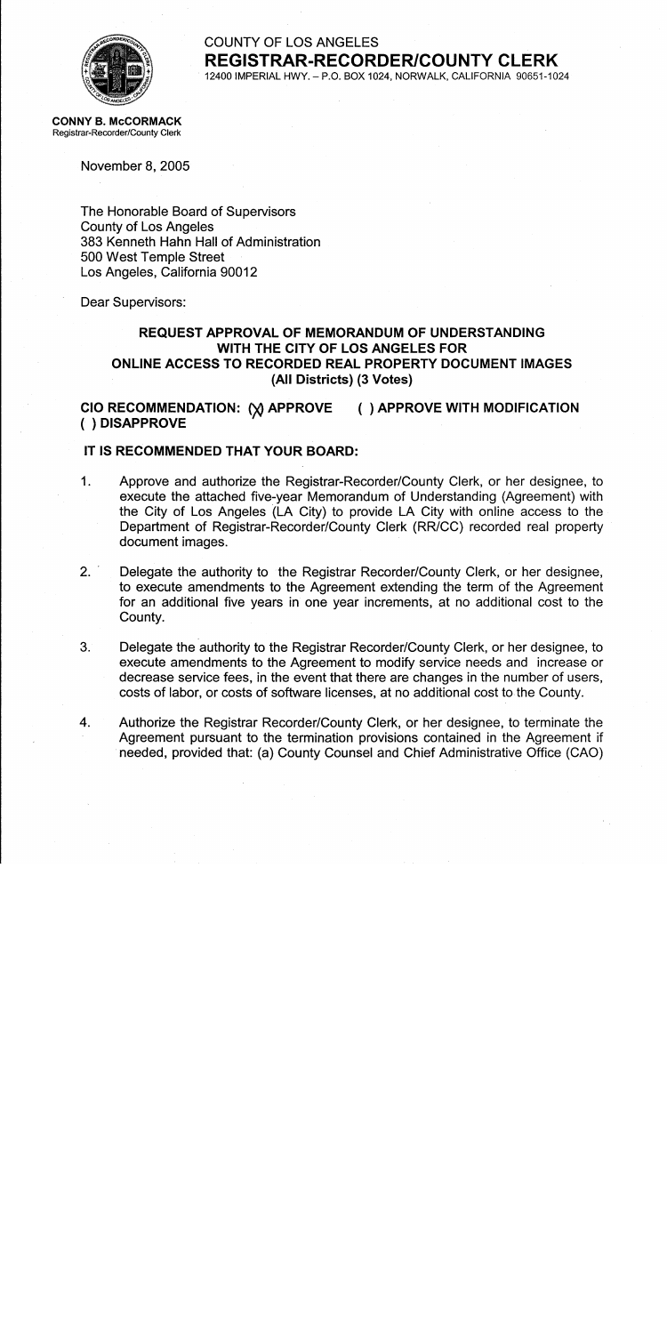COUNTY OF LOS ANGELES

**REGISTRAR-RECORDER/COUNTY CLERK**

12400 IMPERIAL HWY. – P.O. BOX 1024, NORWALK, CALIFORNIA 90651-1024

**CONNY B. McCORMACK**
Registrar-Recorder/County Clerk

November 8, 2005

The Honorable Board of Supervisors
County of Los Angeles
383 Kenneth Hahn Hall of Administration
500 West Temple Street
Los Angeles, California 90012

Dear Supervisors:

**REQUEST APPROVAL OF MEMORANDUM OF UNDERSTANDING WITH THE CITY OF LOS ANGELES FOR ONLINE ACCESS TO RECORDED REAL PROPERTY DOCUMENT IMAGES (All Districts) (3 Votes)**

**CIO RECOMMENDATION: (X) APPROVE ( ) APPROVE WITH MODIFICATION ( ) DISAPPROVE**

**IT IS RECOMMENDED THAT YOUR BOARD:**

1. Approve and authorize the Registrar-Recorder/County Clerk, or her designee, to execute the attached five-year Memorandum of Understanding (Agreement) with the City of Los Angeles (LA City) to provide LA City with online access to the Department of Registrar-Recorder/County Clerk (RR/CC) recorded real property document images.

2. Delegate the authority to the Registrar Recorder/County Clerk, or her designee, to execute amendments to the Agreement extending the term of the Agreement for an additional five years in one year increments, at no additional cost to the County.

3. Delegate the authority to the Registrar Recorder/County Clerk, or her designee, to execute amendments to the Agreement to modify service needs and increase or decrease service fees, in the event that there are changes in the number of users, costs of labor, or costs of software licenses, at no additional cost to the County.

4. Authorize the Registrar Recorder/County Clerk, or her designee, to terminate the Agreement pursuant to the termination provisions contained in the Agreement if needed, provided that: (a) County Counsel and Chief Administrative Office (CAO)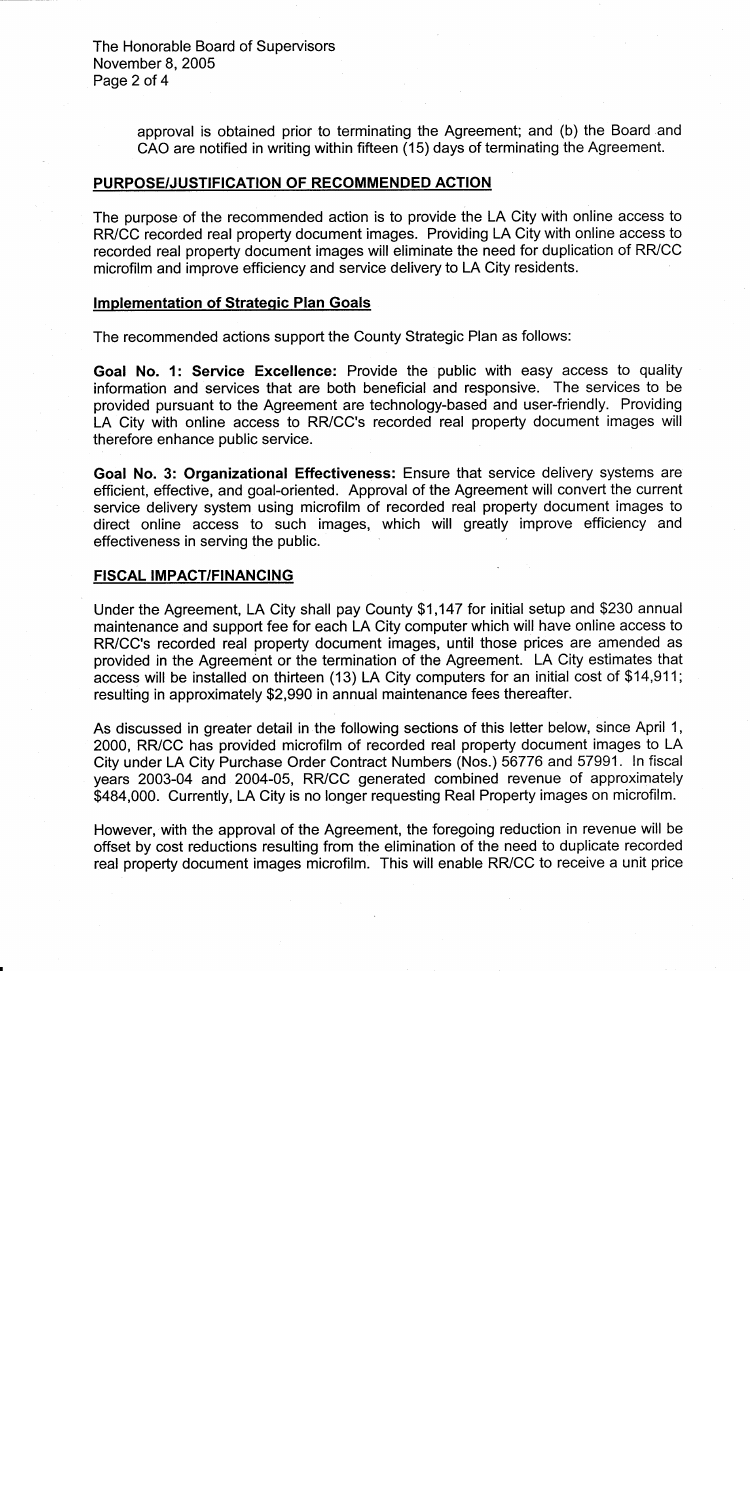approval is obtained prior to terminating the Agreement; and (b) the Board and CAO are notified in writing within fifteen (15) days of terminating the Agreement.

## PURPOSE/JUSTIFICATION OF RECOMMENDED ACTION

The purpose of the recommended action is to provide the LA City with online access to RR/CC recorded real property document images. Providing LA City with online access to recorded real property document images will eliminate the need for duplication of RR/CC microfilm and improve efficiency and service delivery to LA City residents.

### Implementation of Strategic Plan Goals

The recommended actions support the County Strategic Plan as follows:

**Goal No. 1: Service Excellence:** Provide the public with easy access to quality information and services that are both beneficial and responsive. The services to be provided pursuant to the Agreement are technology-based and user-friendly. Providing LA City with online access to RR/CC's recorded real property document images will therefore enhance public service.

**Goal No. 3: Organizational Effectiveness:** Ensure that service delivery systems are efficient, effective, and goal-oriented. Approval of the Agreement will convert the current service delivery system using microfilm of recorded real property document images to direct online access to such images, which will greatly improve efficiency and effectiveness in serving the public.

## FISCAL IMPACT/FINANCING

Under the Agreement, LA City shall pay County $1,147 for initial setup and $230 annual maintenance and support fee for each LA City computer which will have online access to RR/CC's recorded real property document images, until those prices are amended as provided in the Agreement or the termination of the Agreement. LA City estimates that access will be installed on thirteen (13) LA City computers for an initial cost of $14,911; resulting in approximately $2,990 in annual maintenance fees thereafter.

As discussed in greater detail in the following sections of this letter below, since April 1, 2000, RR/CC has provided microfilm of recorded real property document images to LA City under LA City Purchase Order Contract Numbers (Nos.) 56776 and 57991. In fiscal years 2003-04 and 2004-05, RR/CC generated combined revenue of approximately $484,000. Currently, LA City is no longer requesting Real Property images on microfilm.

However, with the approval of the Agreement, the foregoing reduction in revenue will be offset by cost reductions resulting from the elimination of the need to duplicate recorded real property document images microfilm. This will enable RR/CC to receive a unit price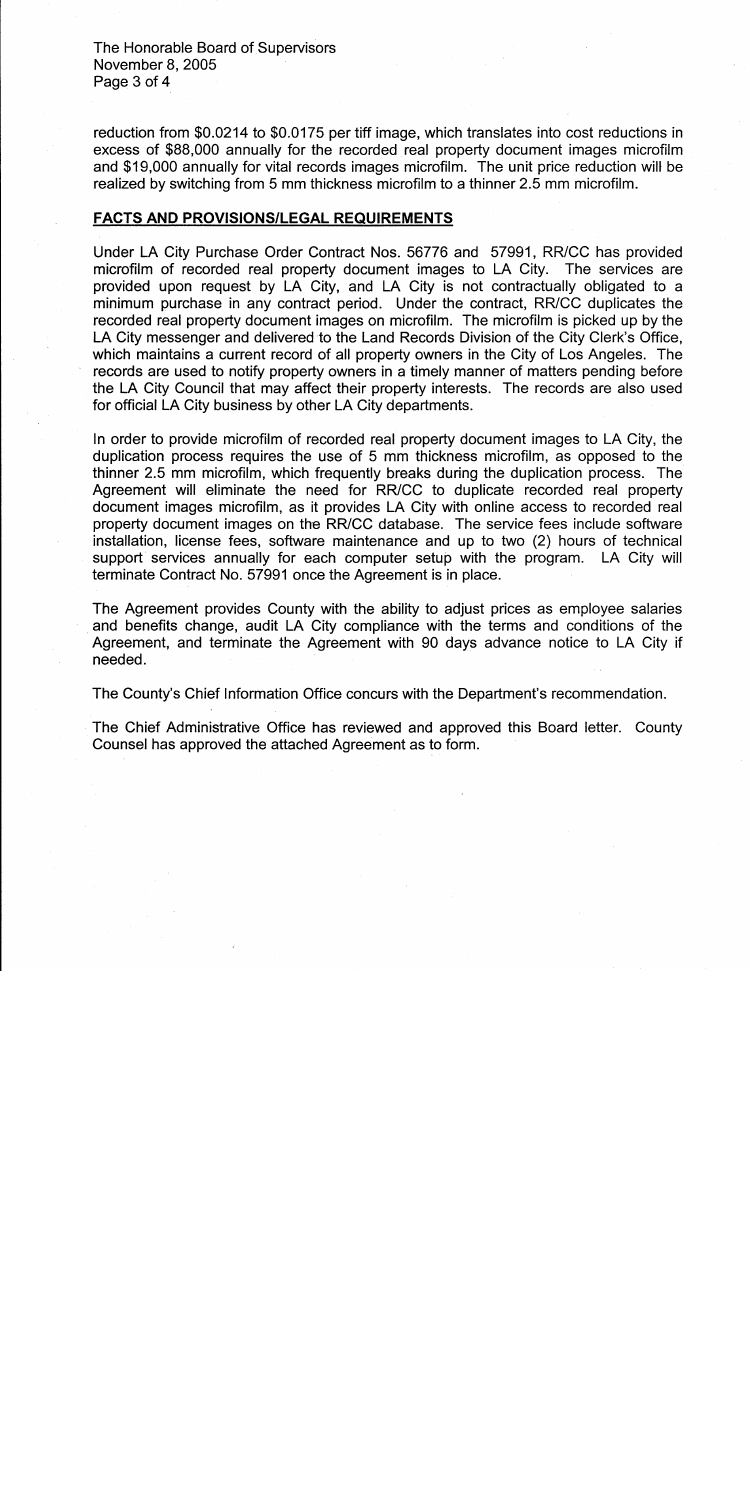reduction from \$0.0214 to \$0.0175 per tiff image, which translates into cost reductions in excess of \$88,000 annually for the recorded real property document images microfilm and \$19,000 annually for vital records images microfilm. The unit price reduction will be realized by switching from 5 mm thickness microfilm to a thinner 2.5 mm microfilm.

**FACTS AND PROVISIONS/LEGAL REQUIREMENTS**

Under LA City Purchase Order Contract Nos. 56776 and 57991, RR/CC has provided microfilm of recorded real property document images to LA City. The services are provided upon request by LA City, and LA City is not contractually obligated to a minimum purchase in any contract period. Under the contract, RR/CC duplicates the recorded real property document images on microfilm. The microfilm is picked up by the LA City messenger and delivered to the Land Records Division of the City Clerk's Office, which maintains a current record of all property owners in the City of Los Angeles. The records are used to notify property owners in a timely manner of matters pending before the LA City Council that may affect their property interests. The records are also used for official LA City business by other LA City departments.

In order to provide microfilm of recorded real property document images to LA City, the duplication process requires the use of 5 mm thickness microfilm, as opposed to the thinner 2.5 mm microfilm, which frequently breaks during the duplication process. The Agreement will eliminate the need for RR/CC to duplicate recorded real property document images microfilm, as it provides LA City with online access to recorded real property document images on the RR/CC database. The service fees include software installation, license fees, software maintenance and up to two (2) hours of technical support services annually for each computer setup with the program. LA City will terminate Contract No. 57991 once the Agreement is in place.

The Agreement provides County with the ability to adjust prices as employee salaries and benefits change, audit LA City compliance with the terms and conditions of the Agreement, and terminate the Agreement with 90 days advance notice to LA City if needed.

The County's Chief Information Office concurs with the Department's recommendation.

The Chief Administrative Office has reviewed and approved this Board letter. County Counsel has approved the attached Agreement as to form.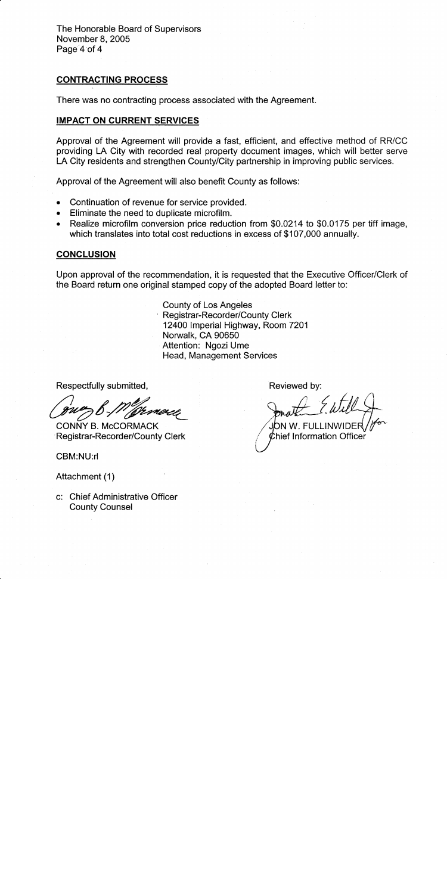## CONTRACTING PROCESS

There was no contracting process associated with the Agreement.

## IMPACT ON CURRENT SERVICES

Approval of the Agreement will provide a fast, efficient, and effective method of RR/CC providing LA City with recorded real property document images, which will better serve LA City residents and strengthen County/City partnership in improving public services.

Approval of the Agreement will also benefit County as follows:

- Continuation of revenue for service provided.
- Eliminate the need to duplicate microfilm.
- Realize microfilm conversion price reduction from $0.0214 to $0.0175 per tiff image, which translates into total cost reductions in excess of $107,000 annually.

## CONCLUSION

Upon approval of the recommendation, it is requested that the Executive Officer/Clerk of the Board return one original stamped copy of the adopted Board letter to:

County of Los Angeles
Registrar-Recorder/County Clerk
12400 Imperial Highway, Room 7201
Norwalk, CA 90650
Attention: Ngozi Ume
Head, Management Services

Respectfully submitted,

CONNY B. McCORMACK
Registrar-Recorder/County Clerk

Reviewed by:

JON W. FULLINWIDER /for
Chief Information Officer

CBM:NU:rl

Attachment (1)

c: Chief Administrative Officer
County Counsel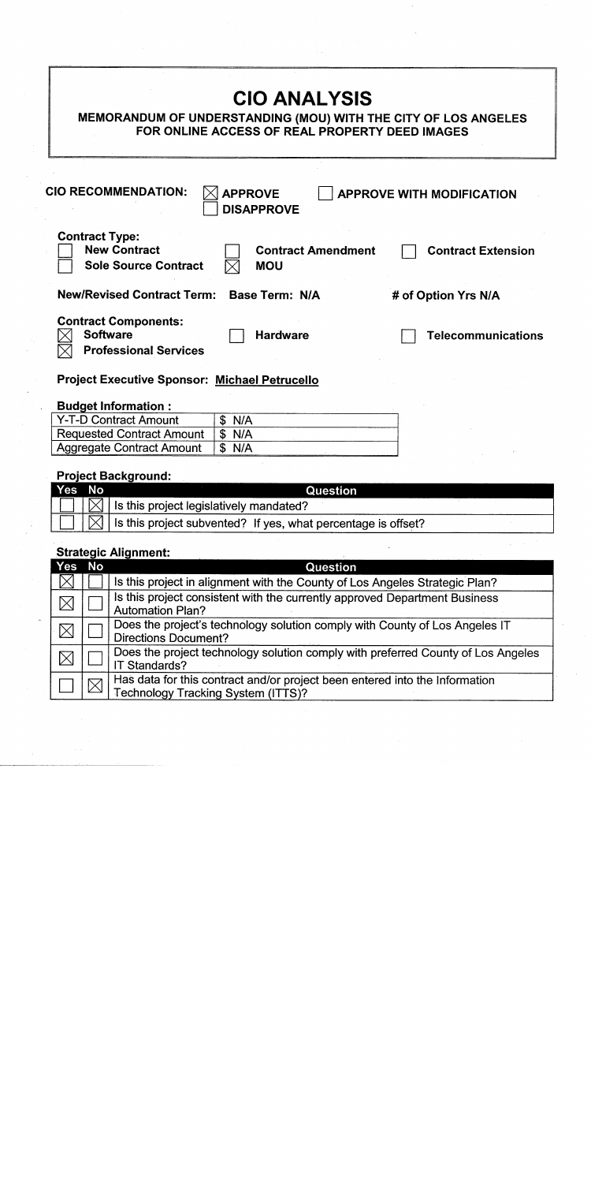# CIO ANALYSIS

## MEMORANDUM OF UNDERSTANDING (MOU) WITH THE CITY OF LOS ANGELES FOR ONLINE ACCESS OF REAL PROPERTY DEED IMAGES

**CIO RECOMMENDATION:** ☒ **APPROVE** ☐ **APPROVE WITH MODIFICATION** ☐ **DISAPPROVE**

**Contract Type:**

☐ **New Contract** ☐ **Contract Amendment** ☐ **Contract Extension**
☐ **Sole Source Contract** ☒ **MOU**

**New/Revised Contract Term:** **Base Term: N/A** **# of Option Yrs N/A**

**Contract Components:**

☒ **Software** ☐ **Hardware** ☐ **Telecommunications**
☒ **Professional Services**

**Project Executive Sponsor:** **Michael Petrucello**

**Budget Information :**

| | |
|---|---|
| Y-T-D Contract Amount | $ N/A |
| Requested Contract Amount | $ N/A |
| Aggregate Contract Amount | $ N/A |

**Project Background:**

| Yes | No | Question |
|---|---|---|
| ☐ | ☒ | Is this project legislatively mandated? |
| ☐ | ☒ | Is this project subvented? If yes, what percentage is offset? |

**Strategic Alignment:**

| Yes | No | Question |
|---|---|---|
| ☒ | ☐ | Is this project in alignment with the County of Los Angeles Strategic Plan? |
| ☒ | ☐ | Is this project consistent with the currently approved Department Business Automation Plan? |
| ☒ | ☐ | Does the project's technology solution comply with County of Los Angeles IT Directions Document? |
| ☒ | ☐ | Does the project technology solution comply with preferred County of Los Angeles IT Standards? |
| ☐ | ☒ | Has data for this contract and/or project been entered into the Information Technology Tracking System (ITTS)? |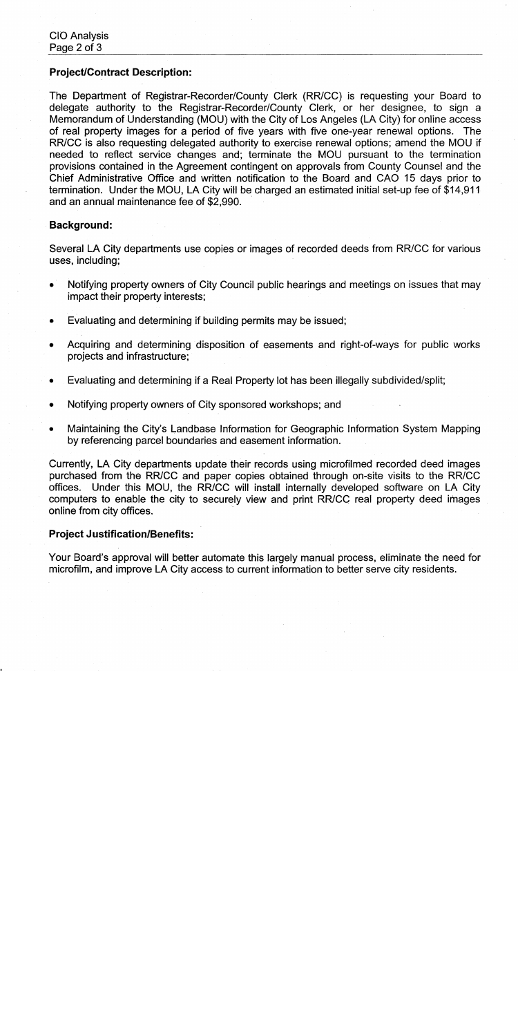**Project/Contract Description:**

The Department of Registrar-Recorder/County Clerk (RR/CC) is requesting your Board to delegate authority to the Registrar-Recorder/County Clerk, or her designee, to sign a Memorandum of Understanding (MOU) with the City of Los Angeles (LA City) for online access of real property images for a period of five years with five one-year renewal options. The RR/CC is also requesting delegated authority to exercise renewal options; amend the MOU if needed to reflect service changes and; terminate the MOU pursuant to the termination provisions contained in the Agreement contingent on approvals from County Counsel and the Chief Administrative Office and written notification to the Board and CAO 15 days prior to termination. Under the MOU, LA City will be charged an estimated initial set-up fee of $14,911 and an annual maintenance fee of $2,990.

**Background:**

Several LA City departments use copies or images of recorded deeds from RR/CC for various uses, including;

- Notifying property owners of City Council public hearings and meetings on issues that may impact their property interests;
- Evaluating and determining if building permits may be issued;
- Acquiring and determining disposition of easements and right-of-ways for public works projects and infrastructure;
- Evaluating and determining if a Real Property lot has been illegally subdivided/split;
- Notifying property owners of City sponsored workshops; and
- Maintaining the City's Landbase Information for Geographic Information System Mapping by referencing parcel boundaries and easement information.

Currently, LA City departments update their records using microfilmed recorded deed images purchased from the RR/CC and paper copies obtained through on-site visits to the RR/CC offices. Under this MOU, the RR/CC will install internally developed software on LA City computers to enable the city to securely view and print RR/CC real property deed images online from city offices.

**Project Justification/Benefits:**

Your Board's approval will better automate this largely manual process, eliminate the need for microfilm, and improve LA City access to current information to better serve city residents.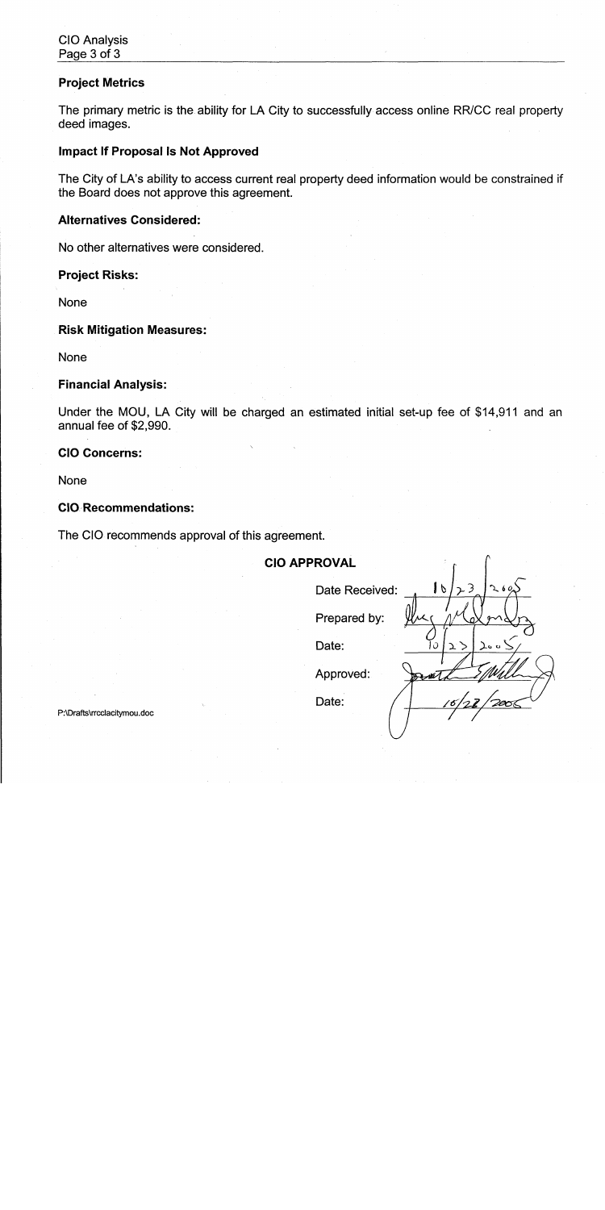### Project Metrics

The primary metric is the ability for LA City to successfully access online RR/CC real property deed images.

### Impact If Proposal Is Not Approved

The City of LA's ability to access current real property deed information would be constrained if the Board does not approve this agreement.

### Alternatives Considered:

No other alternatives were considered.

### Project Risks:

None

### Risk Mitigation Measures:

None

### Financial Analysis:

Under the MOU, LA City will be charged an estimated initial set-up fee of $14,911 and an annual fee of $2,990.

### CIO Concerns:

None

### CIO Recommendations:

The CIO recommends approval of this agreement.

**CIO APPROVAL**

Date Received: 10/23/2005

Prepared by: [signature]

Date: 10/23/2005

Approved: [signature]

Date: 10/28/2005

P:\Drafts\rrcclacitymou.doc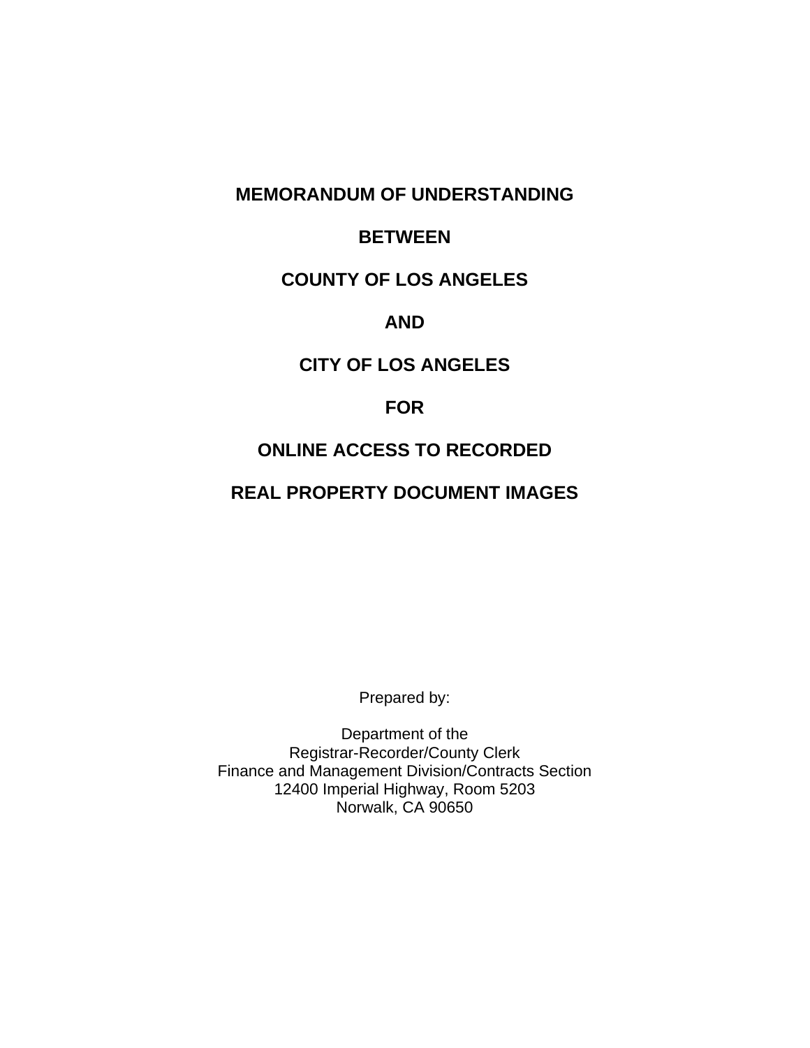# MEMORANDUM OF UNDERSTANDING

# BETWEEN

# COUNTY OF LOS ANGELES

# AND

# CITY OF LOS ANGELES

# FOR

# ONLINE ACCESS TO RECORDED

# REAL PROPERTY DOCUMENT IMAGES

Prepared by:

Department of the
Registrar-Recorder/County Clerk
Finance and Management Division/Contracts Section
12400 Imperial Highway, Room 5203
Norwalk, CA 90650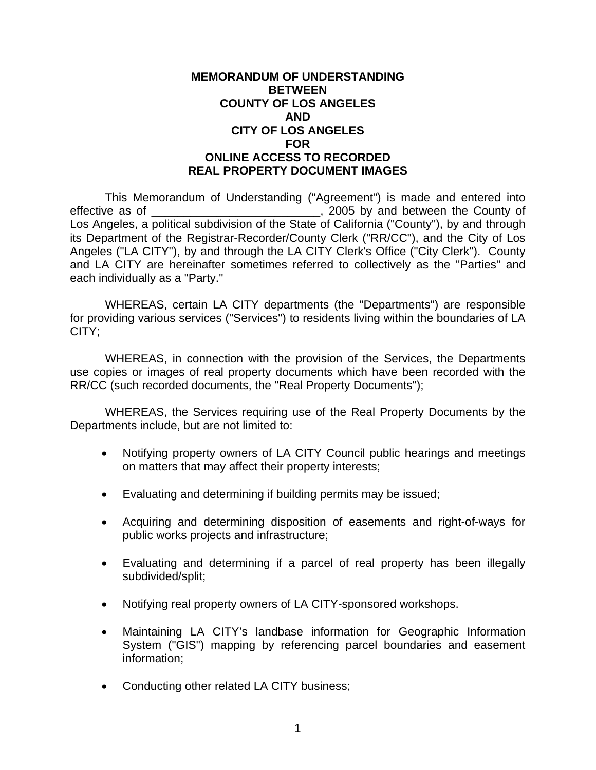**MEMORANDUM OF UNDERSTANDING**
**BETWEEN**
**COUNTY OF LOS ANGELES**
**AND**
**CITY OF LOS ANGELES**
**FOR**
**ONLINE ACCESS TO RECORDED**
**REAL PROPERTY DOCUMENT IMAGES**

This Memorandum of Understanding ("Agreement") is made and entered into effective as of __________________________, 2005 by and between the County of Los Angeles, a political subdivision of the State of California ("County"), by and through its Department of the Registrar-Recorder/County Clerk ("RR/CC"), and the City of Los Angeles ("LA CITY"), by and through the LA CITY Clerk's Office ("City Clerk"). County and LA CITY are hereinafter sometimes referred to collectively as the "Parties" and each individually as a "Party."

WHEREAS, certain LA CITY departments (the "Departments") are responsible for providing various services ("Services") to residents living within the boundaries of LA CITY;

WHEREAS, in connection with the provision of the Services, the Departments use copies or images of real property documents which have been recorded with the RR/CC (such recorded documents, the "Real Property Documents");

WHEREAS, the Services requiring use of the Real Property Documents by the Departments include, but are not limited to:

- Notifying property owners of LA CITY Council public hearings and meetings on matters that may affect their property interests;
- Evaluating and determining if building permits may be issued;
- Acquiring and determining disposition of easements and right-of-ways for public works projects and infrastructure;
- Evaluating and determining if a parcel of real property has been illegally subdivided/split;
- Notifying real property owners of LA CITY-sponsored workshops.
- Maintaining LA CITY's landbase information for Geographic Information System ("GIS") mapping by referencing parcel boundaries and easement information;
- Conducting other related LA CITY business;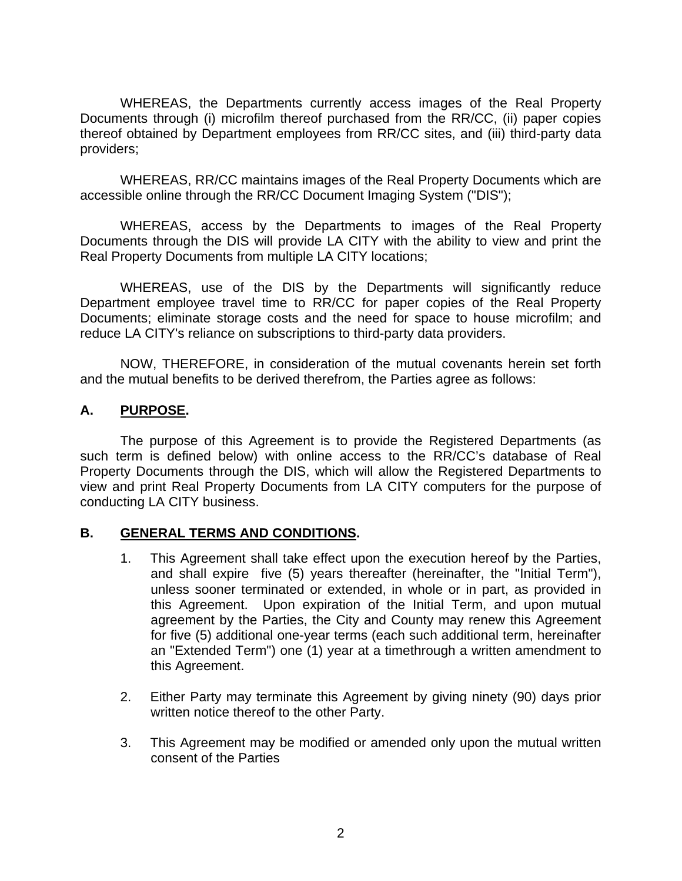WHEREAS, the Departments currently access images of the Real Property Documents through (i) microfilm thereof purchased from the RR/CC, (ii) paper copies thereof obtained by Department employees from RR/CC sites, and (iii) third-party data providers;

WHEREAS, RR/CC maintains images of the Real Property Documents which are accessible online through the RR/CC Document Imaging System ("DIS");

WHEREAS, access by the Departments to images of the Real Property Documents through the DIS will provide LA CITY with the ability to view and print the Real Property Documents from multiple LA CITY locations;

WHEREAS, use of the DIS by the Departments will significantly reduce Department employee travel time to RR/CC for paper copies of the Real Property Documents; eliminate storage costs and the need for space to house microfilm; and reduce LA CITY's reliance on subscriptions to third-party data providers.

NOW, THEREFORE, in consideration of the mutual covenants herein set forth and the mutual benefits to be derived therefrom, the Parties agree as follows:

## A. PURPOSE.

The purpose of this Agreement is to provide the Registered Departments (as such term is defined below) with online access to the RR/CC's database of Real Property Documents through the DIS, which will allow the Registered Departments to view and print Real Property Documents from LA CITY computers for the purpose of conducting LA CITY business.

## B. GENERAL TERMS AND CONDITIONS.

1. This Agreement shall take effect upon the execution hereof by the Parties, and shall expire five (5) years thereafter (hereinafter, the "Initial Term"), unless sooner terminated or extended, in whole or in part, as provided in this Agreement. Upon expiration of the Initial Term, and upon mutual agreement by the Parties, the City and County may renew this Agreement for five (5) additional one-year terms (each such additional term, hereinafter an "Extended Term") one (1) year at a timethrough a written amendment to this Agreement.

2. Either Party may terminate this Agreement by giving ninety (90) days prior written notice thereof to the other Party.

3. This Agreement may be modified or amended only upon the mutual written consent of the Parties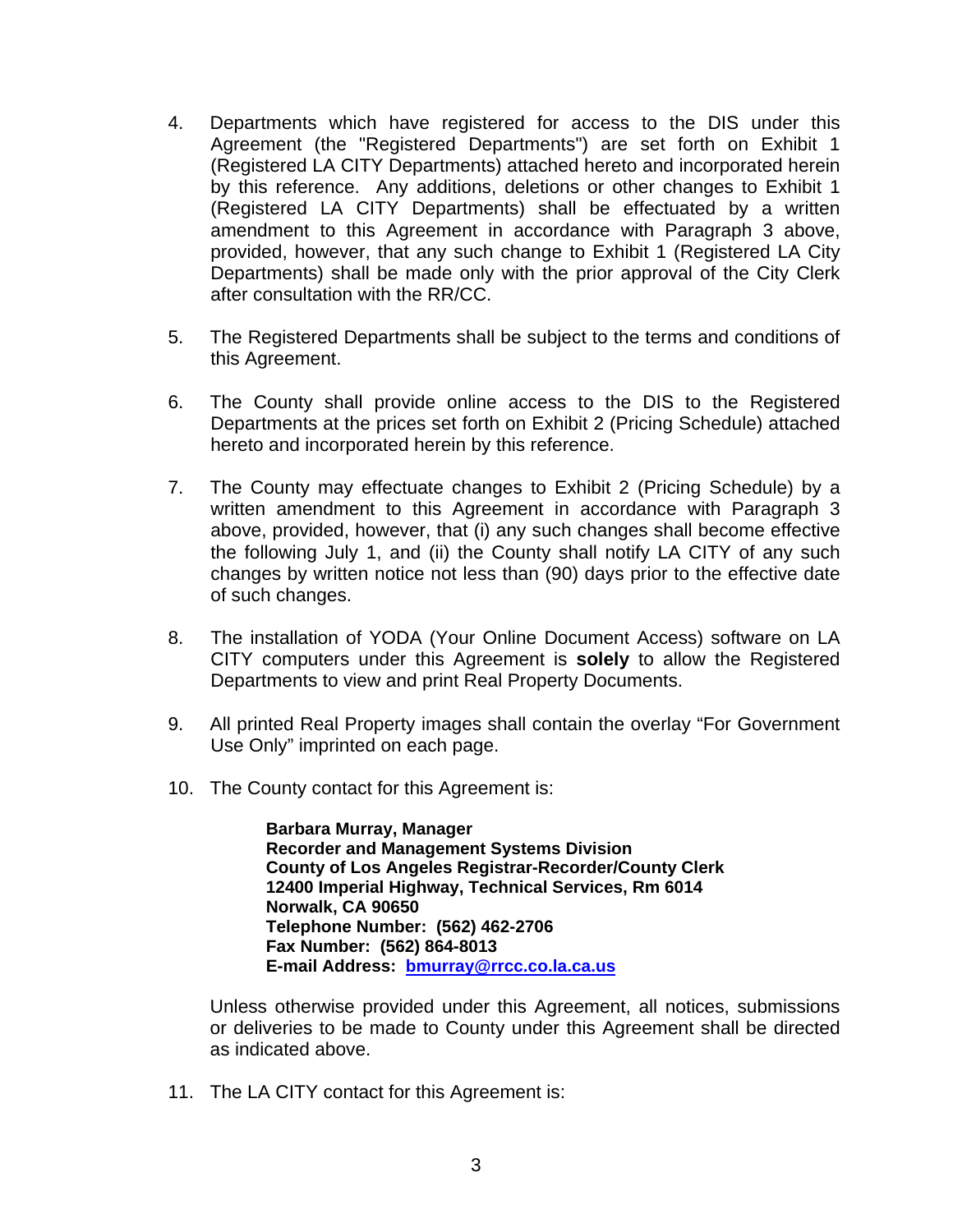4. Departments which have registered for access to the DIS under this Agreement (the "Registered Departments") are set forth on Exhibit 1 (Registered LA CITY Departments) attached hereto and incorporated herein by this reference. Any additions, deletions or other changes to Exhibit 1 (Registered LA CITY Departments) shall be effectuated by a written amendment to this Agreement in accordance with Paragraph 3 above, provided, however, that any such change to Exhibit 1 (Registered LA City Departments) shall be made only with the prior approval of the City Clerk after consultation with the RR/CC.

5. The Registered Departments shall be subject to the terms and conditions of this Agreement.

6. The County shall provide online access to the DIS to the Registered Departments at the prices set forth on Exhibit 2 (Pricing Schedule) attached hereto and incorporated herein by this reference.

7. The County may effectuate changes to Exhibit 2 (Pricing Schedule) by a written amendment to this Agreement in accordance with Paragraph 3 above, provided, however, that (i) any such changes shall become effective the following July 1, and (ii) the County shall notify LA CITY of any such changes by written notice not less than (90) days prior to the effective date of such changes.

8. The installation of YODA (Your Online Document Access) software on LA CITY computers under this Agreement is **solely** to allow the Registered Departments to view and print Real Property Documents.

9. All printed Real Property images shall contain the overlay "For Government Use Only" imprinted on each page.

10. The County contact for this Agreement is:

    **Barbara Murray, Manager**
    **Recorder and Management Systems Division**
    **County of Los Angeles Registrar-Recorder/County Clerk**
    **12400 Imperial Highway, Technical Services, Rm 6014**
    **Norwalk, CA 90650**
    **Telephone Number: (562) 462-2706**
    **Fax Number: (562) 864-8013**
    **E-mail Address: bmurray@rrcc.co.la.ca.us**

    Unless otherwise provided under this Agreement, all notices, submissions or deliveries to be made to County under this Agreement shall be directed as indicated above.

11. The LA CITY contact for this Agreement is: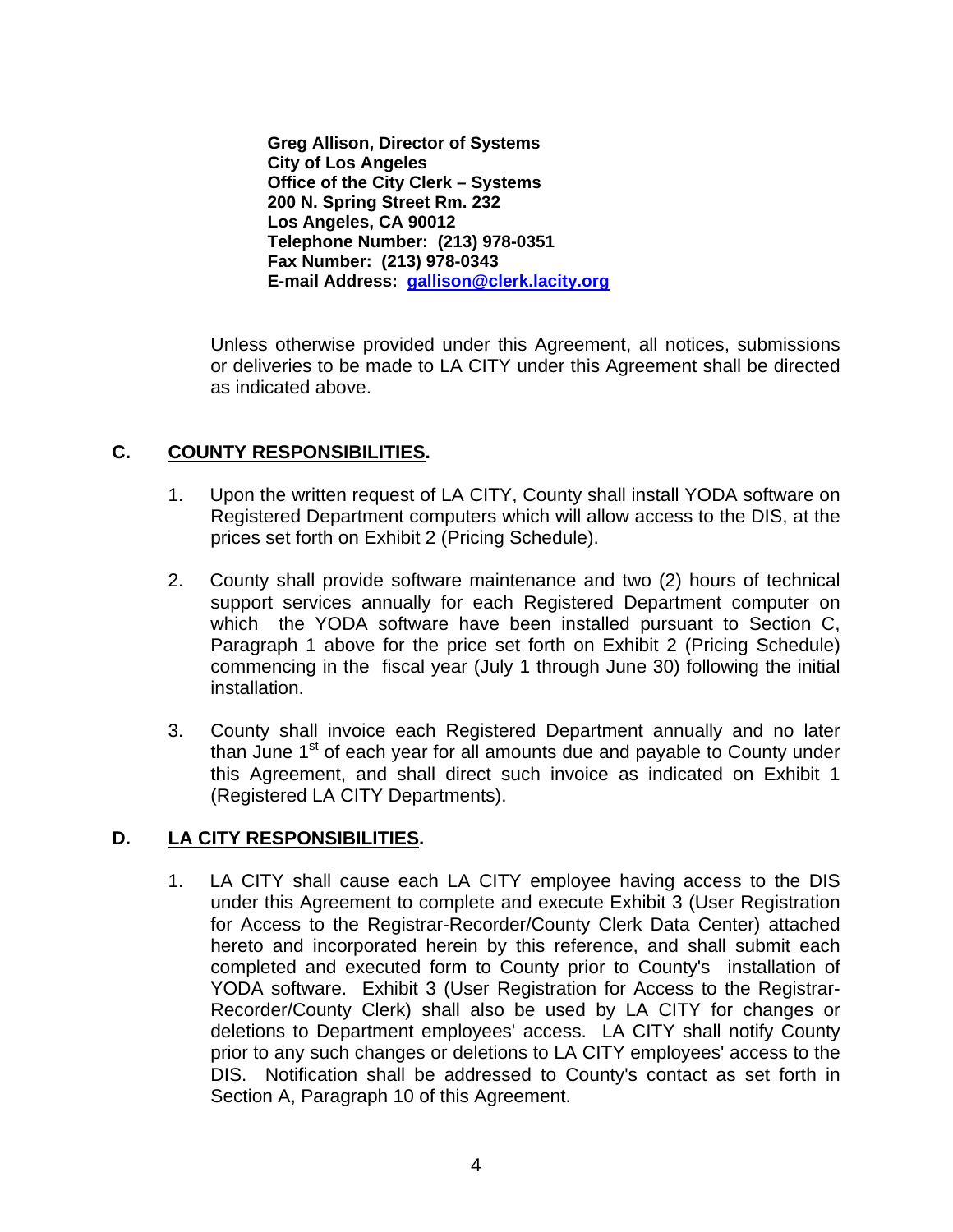**Greg Allison, Director of Systems**
**City of Los Angeles**
**Office of the City Clerk – Systems**
**200 N. Spring Street Rm. 232**
**Los Angeles, CA 90012**
**Telephone Number: (213) 978-0351**
**Fax Number: (213) 978-0343**
**E-mail Address: gallison@clerk.lacity.org**

Unless otherwise provided under this Agreement, all notices, submissions or deliveries to be made to LA CITY under this Agreement shall be directed as indicated above.

## C. COUNTY RESPONSIBILITIES.

1. Upon the written request of LA CITY, County shall install YODA software on Registered Department computers which will allow access to the DIS, at the prices set forth on Exhibit 2 (Pricing Schedule).

2. County shall provide software maintenance and two (2) hours of technical support services annually for each Registered Department computer on which the YODA software have been installed pursuant to Section C, Paragraph 1 above for the price set forth on Exhibit 2 (Pricing Schedule) commencing in the fiscal year (July 1 through June 30) following the initial installation.

3. County shall invoice each Registered Department annually and no later than June 1st of each year for all amounts due and payable to County under this Agreement, and shall direct such invoice as indicated on Exhibit 1 (Registered LA CITY Departments).

## D. LA CITY RESPONSIBILITIES.

1. LA CITY shall cause each LA CITY employee having access to the DIS under this Agreement to complete and execute Exhibit 3 (User Registration for Access to the Registrar-Recorder/County Clerk Data Center) attached hereto and incorporated herein by this reference, and shall submit each completed and executed form to County prior to County's installation of YODA software. Exhibit 3 (User Registration for Access to the Registrar-Recorder/County Clerk) shall also be used by LA CITY for changes or deletions to Department employees' access. LA CITY shall notify County prior to any such changes or deletions to LA CITY employees' access to the DIS. Notification shall be addressed to County's contact as set forth in Section A, Paragraph 10 of this Agreement.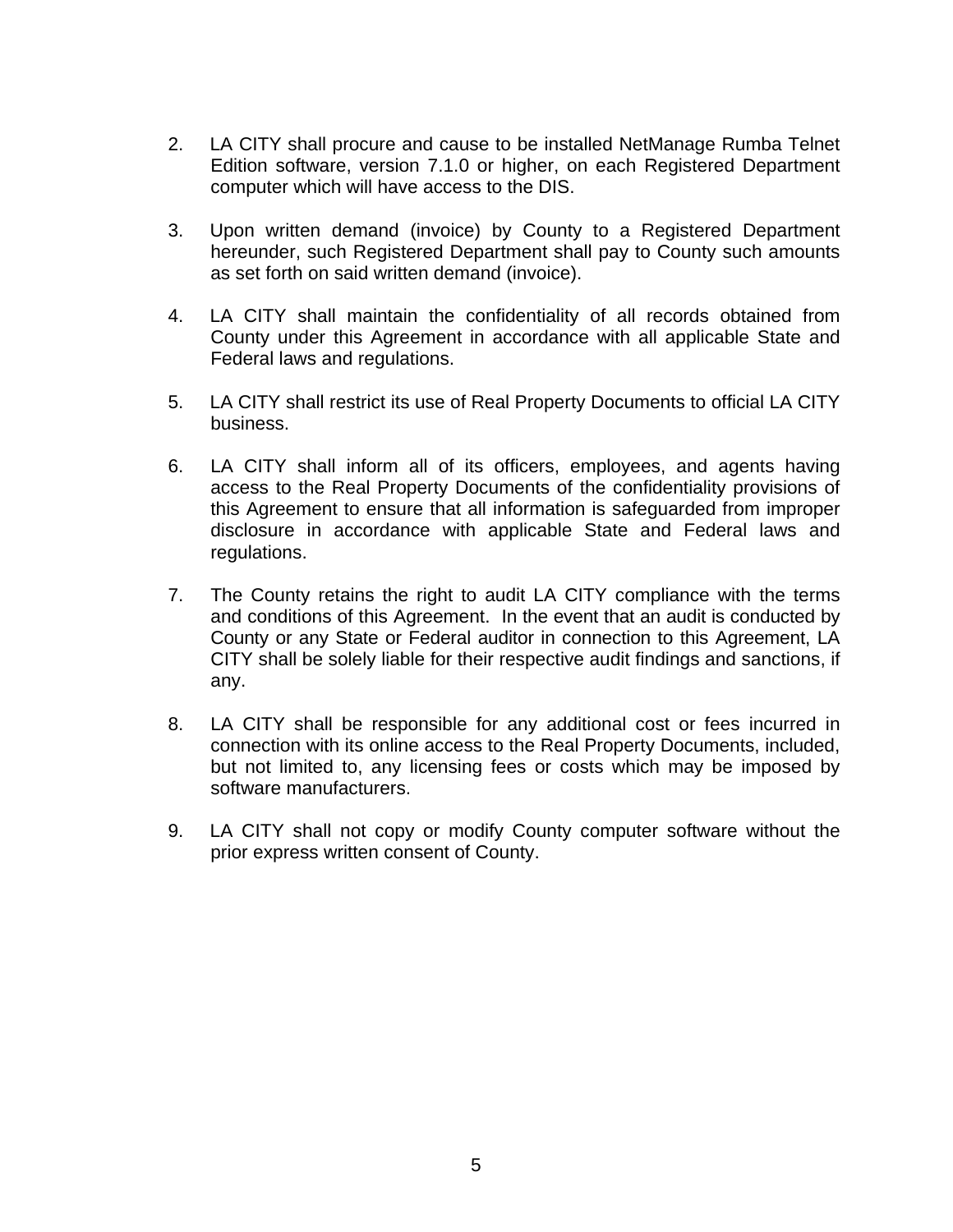2. LA CITY shall procure and cause to be installed NetManage Rumba Telnet Edition software, version 7.1.0 or higher, on each Registered Department computer which will have access to the DIS.

3. Upon written demand (invoice) by County to a Registered Department hereunder, such Registered Department shall pay to County such amounts as set forth on said written demand (invoice).

4. LA CITY shall maintain the confidentiality of all records obtained from County under this Agreement in accordance with all applicable State and Federal laws and regulations.

5. LA CITY shall restrict its use of Real Property Documents to official LA CITY business.

6. LA CITY shall inform all of its officers, employees, and agents having access to the Real Property Documents of the confidentiality provisions of this Agreement to ensure that all information is safeguarded from improper disclosure in accordance with applicable State and Federal laws and regulations.

7. The County retains the right to audit LA CITY compliance with the terms and conditions of this Agreement. In the event that an audit is conducted by County or any State or Federal auditor in connection to this Agreement, LA CITY shall be solely liable for their respective audit findings and sanctions, if any.

8. LA CITY shall be responsible for any additional cost or fees incurred in connection with its online access to the Real Property Documents, included, but not limited to, any licensing fees or costs which may be imposed by software manufacturers.

9. LA CITY shall not copy or modify County computer software without the prior express written consent of County.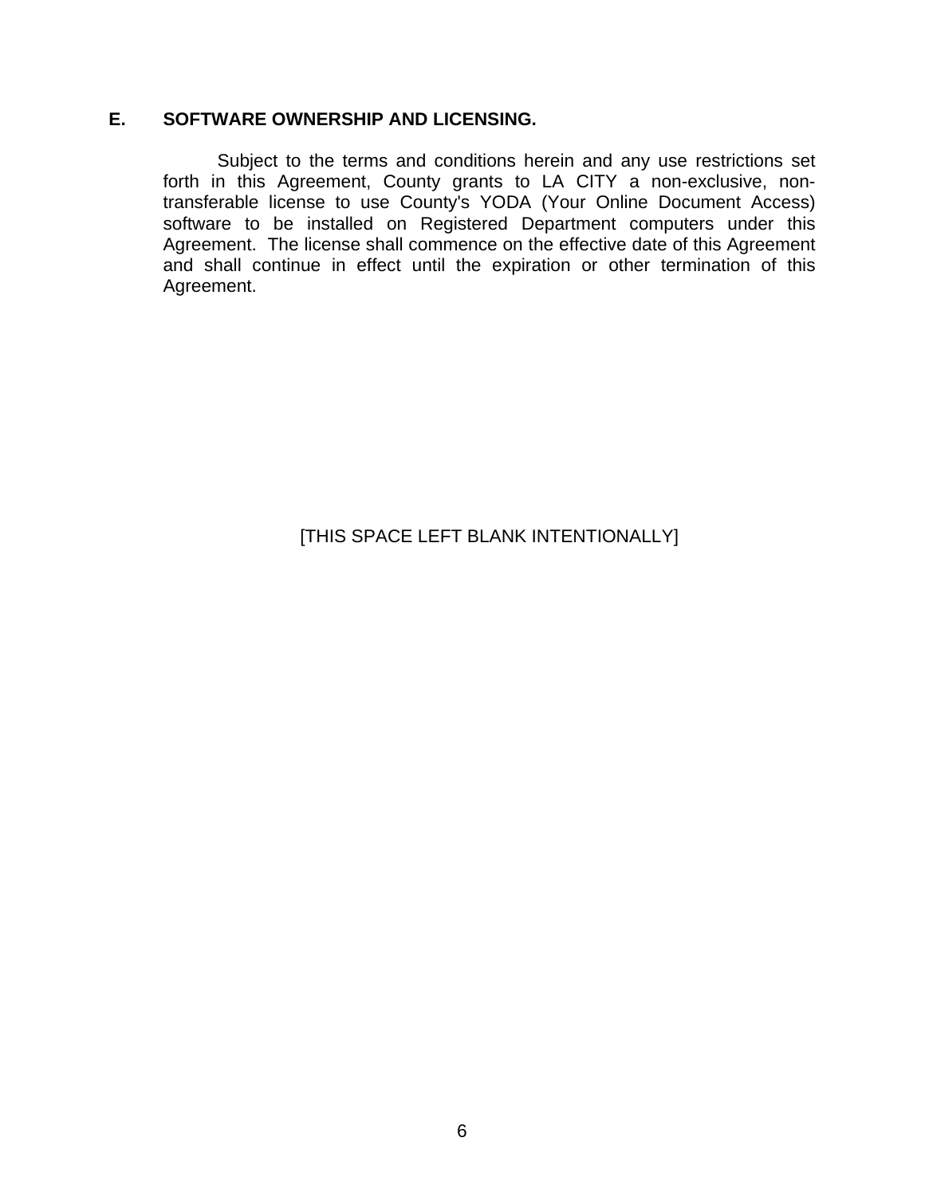## E. SOFTWARE OWNERSHIP AND LICENSING.

Subject to the terms and conditions herein and any use restrictions set forth in this Agreement, County grants to LA CITY a non-exclusive, non-transferable license to use County's YODA (Your Online Document Access) software to be installed on Registered Department computers under this Agreement. The license shall commence on the effective date of this Agreement and shall continue in effect until the expiration or other termination of this Agreement.

[THIS SPACE LEFT BLANK INTENTIONALLY]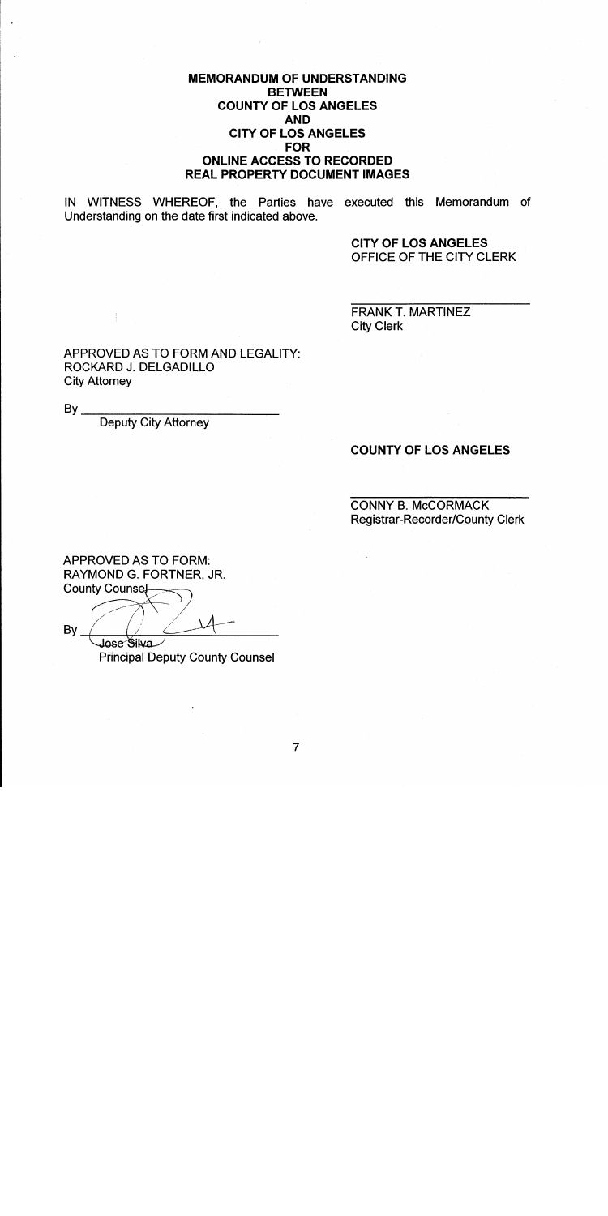**MEMORANDUM OF UNDERSTANDING**
**BETWEEN**
**COUNTY OF LOS ANGELES**
**AND**
**CITY OF LOS ANGELES**
**FOR**
**ONLINE ACCESS TO RECORDED**
**REAL PROPERTY DOCUMENT IMAGES**

IN WITNESS WHEREOF, the Parties have executed this Memorandum of Understanding on the date first indicated above.

**CITY OF LOS ANGELES**
OFFICE OF THE CITY CLERK

\_\_\_\_\_\_\_\_\_\_\_\_\_\_\_\_\_\_\_\_\_\_\_\_\_\_
FRANK T. MARTINEZ
City Clerk

APPROVED AS TO FORM AND LEGALITY:
ROCKARD J. DELGADILLO
City Attorney

By \_\_\_\_\_\_\_\_\_\_\_\_\_\_\_\_\_\_\_\_\_\_\_\_\_\_\_\_
Deputy City Attorney

**COUNTY OF LOS ANGELES**

\_\_\_\_\_\_\_\_\_\_\_\_\_\_\_\_\_\_\_\_\_\_\_\_\_\_
CONNY B. McCORMACK
Registrar-Recorder/County Clerk

APPROVED AS TO FORM:
RAYMOND G. FORTNER, JR.
County Counsel

By \_\_\_\_\_\_\_\_\_\_\_\_\_\_\_\_\_\_\_\_\_\_\_\_\_\_\_\_
Jose Silva
Principal Deputy County Counsel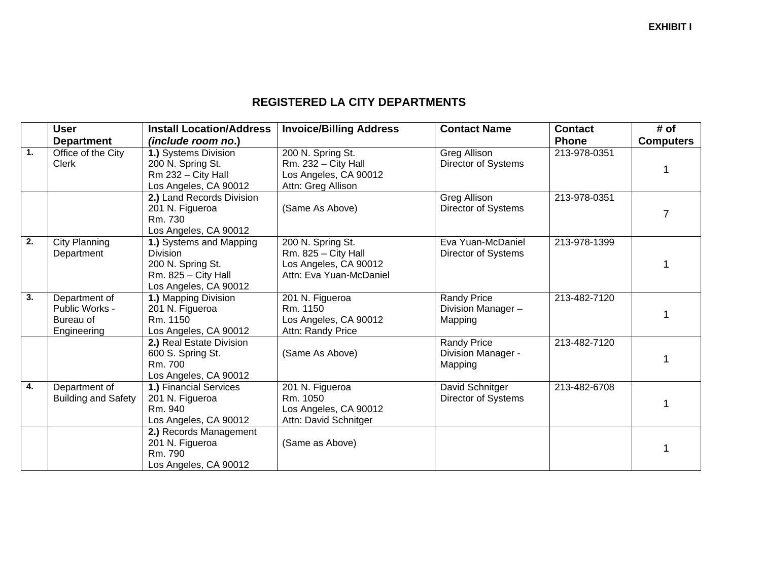**EXHIBIT I**

# REGISTERED LA CITY DEPARTMENTS

| | User Department | Install Location/Address *(include room no.)* | Invoice/Billing Address | Contact Name | Contact Phone | # of Computers |
|---|---|---|---|---|---|---|
| **1.** | Office of the City Clerk | **1.)** Systems Division<br>200 N. Spring St.<br>Rm 232 – City Hall<br>Los Angeles, CA 90012 | 200 N. Spring St.<br>Rm. 232 – City Hall<br>Los Angeles, CA 90012<br>Attn: Greg Allison | Greg Allison<br>Director of Systems | 213-978-0351 | 1 |
| | | **2.)** Land Records Division<br>201 N. Figueroa<br>Rm. 730<br>Los Angeles, CA 90012 | (Same As Above) | Greg Allison<br>Director of Systems | 213-978-0351 | 7 |
| **2.** | City Planning Department | **1.)** Systems and Mapping Division<br>200 N. Spring St.<br>Rm. 825 – City Hall<br>Los Angeles, CA 90012 | 200 N. Spring St.<br>Rm. 825 – City Hall<br>Los Angeles, CA 90012<br>Attn: Eva Yuan-McDaniel | Eva Yuan-McDaniel<br>Director of Systems | 213-978-1399 | 1 |
| **3.** | Department of Public Works - Bureau of Engineering | **1.)** Mapping Division<br>201 N. Figueroa<br>Rm. 1150<br>Los Angeles, CA 90012 | 201 N. Figueroa<br>Rm. 1150<br>Los Angeles, CA 90012<br>Attn: Randy Price | Randy Price<br>Division Manager – Mapping | 213-482-7120 | 1 |
| | | **2.)** Real Estate Division<br>600 S. Spring St.<br>Rm. 700<br>Los Angeles, CA 90012 | (Same As Above) | Randy Price<br>Division Manager - Mapping | 213-482-7120 | 1 |
| **4.** | Department of Building and Safety | **1.)** Financial Services<br>201 N. Figueroa<br>Rm. 940<br>Los Angeles, CA 90012 | 201 N. Figueroa<br>Rm. 1050<br>Los Angeles, CA 90012<br>Attn: David Schnitger | David Schnitger<br>Director of Systems | 213-482-6708 | 1 |
| | | **2.)** Records Management<br>201 N. Figueroa<br>Rm. 790<br>Los Angeles, CA 90012 | (Same as Above) | | | 1 |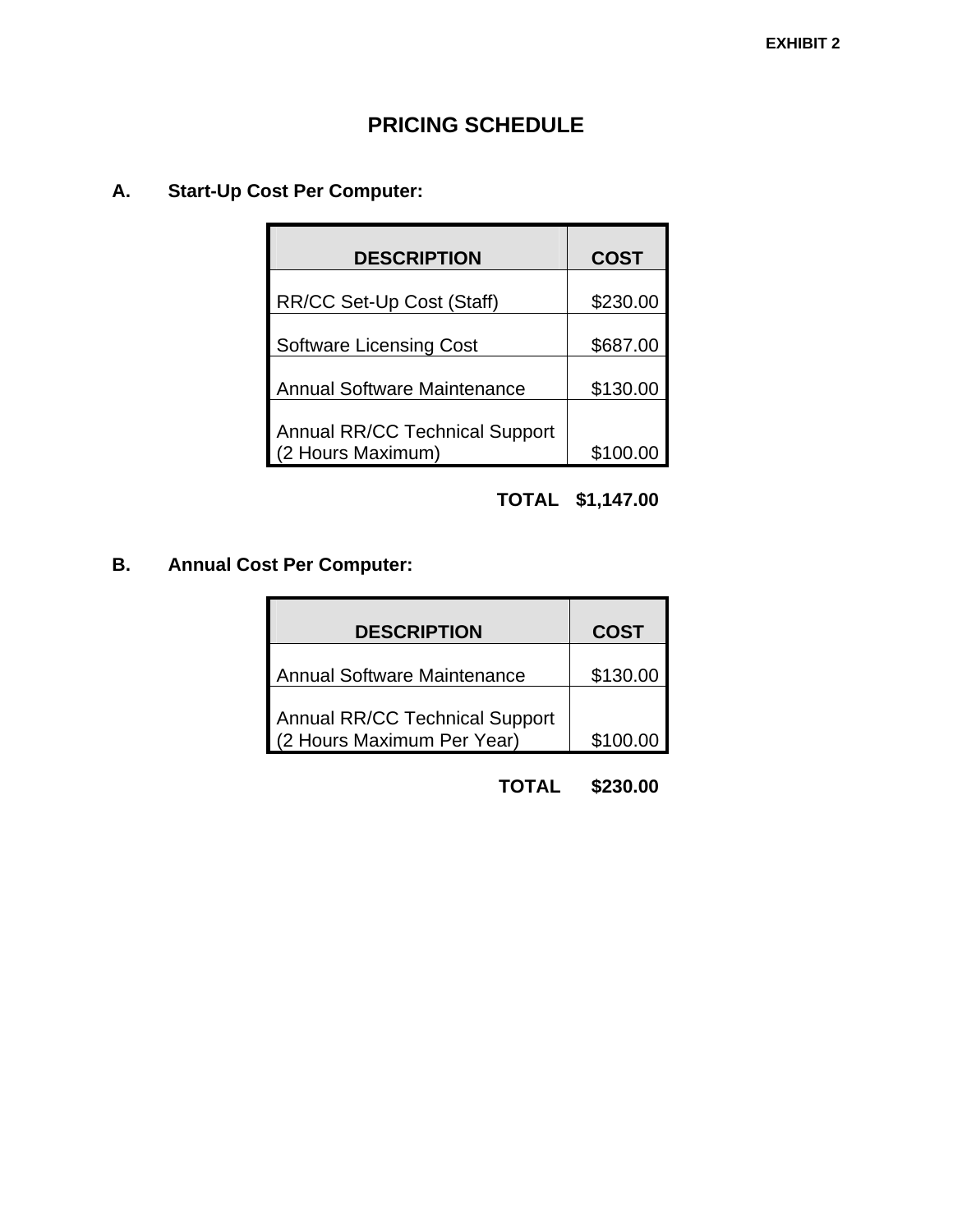EXHIBIT 2

# PRICING SCHEDULE

**A. Start-Up Cost Per Computer:**

| DESCRIPTION | COST |
|---|---|
| RR/CC Set-Up Cost (Staff) | $230.00 |
| Software Licensing Cost | $687.00 |
| Annual Software Maintenance | $130.00 |
| Annual RR/CC Technical Support (2 Hours Maximum) | $100.00 |
| **TOTAL** | **$1,147.00** |

**B. Annual Cost Per Computer:**

| DESCRIPTION | COST |
|---|---|
| Annual Software Maintenance | $130.00 |
| Annual RR/CC Technical Support (2 Hours Maximum Per Year) | $100.00 |
| **TOTAL** | **$230.00** |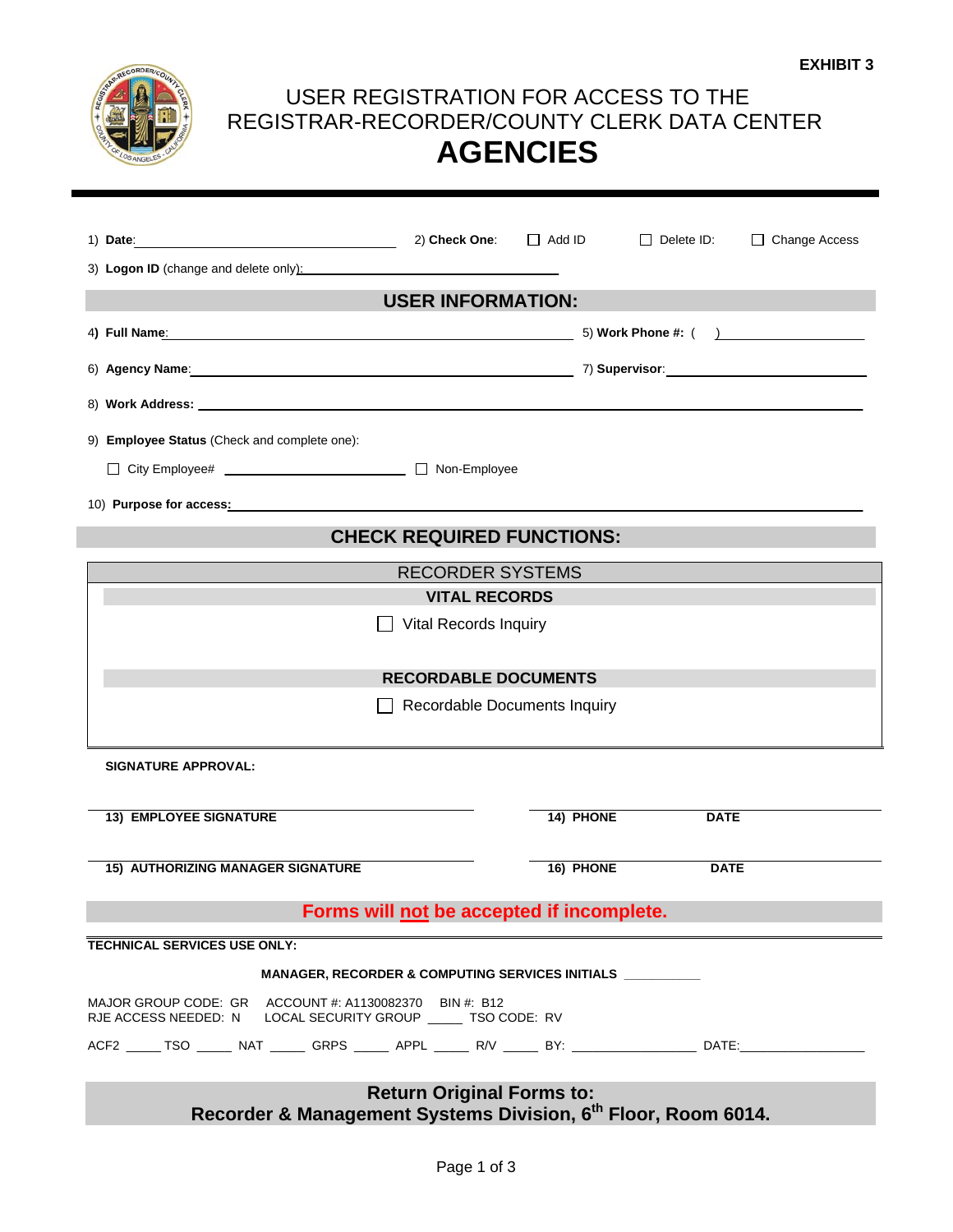**EXHIBIT 3**

# USER REGISTRATION FOR ACCESS TO THE REGISTRAR-RECORDER/COUNTY CLERK DATA CENTER

# AGENCIES

1) **Date**:\_\_\_\_\_\_\_\_\_\_\_\_\_\_\_\_\_\_\_\_ 2) **Check One**: ☐ Add ID ☐ Delete ID: ☐ Change Access

3) **Logon ID** (change and delete only):\_\_\_\_\_\_\_\_\_\_\_\_\_\_\_\_\_\_\_\_

## USER INFORMATION:

4) **Full Name**:\_\_\_\_\_\_\_\_\_\_\_\_\_\_\_\_\_\_\_\_ 5) **Work Phone #:** ( ) \_\_\_\_\_\_\_\_\_\_

6) **Agency Name**:\_\_\_\_\_\_\_\_\_\_\_\_\_\_\_\_\_\_\_\_ 7) **Supervisor**:\_\_\_\_\_\_\_\_\_\_\_\_\_\_\_\_\_\_\_\_

8) **Work Address:** \_\_\_\_\_\_\_\_\_\_\_\_\_\_\_\_\_\_\_\_

9) **Employee Status** (Check and complete one):

☐ City Employee# \_\_\_\_\_\_\_\_\_\_\_\_\_\_\_\_\_\_\_\_ ☐ Non-Employee

10) **Purpose for access**:\_\_\_\_\_\_\_\_\_\_\_\_\_\_\_\_\_\_\_\_

## CHECK REQUIRED FUNCTIONS:

### RECORDER SYSTEMS

**VITAL RECORDS**

☐ Vital Records Inquiry

**RECORDABLE DOCUMENTS**

☐ Recordable Documents Inquiry

**SIGNATURE APPROVAL:**

\_\_\_\_\_\_\_\_\_\_\_\_\_\_\_\_\_\_\_\_ \_\_\_\_\_\_\_\_\_\_\_\_\_\_\_\_\_\_\_\_

**13) EMPLOYEE SIGNATURE** **14) PHONE** **DATE**

\_\_\_\_\_\_\_\_\_\_\_\_\_\_\_\_\_\_\_\_ \_\_\_\_\_\_\_\_\_\_\_\_\_\_\_\_\_\_\_\_

**15) AUTHORIZING MANAGER SIGNATURE** **16) PHONE** **DATE**

**Forms will <u>not</u> be accepted if incomplete.**

**TECHNICAL SERVICES USE ONLY:**

**MANAGER, RECORDER & COMPUTING SERVICES INITIALS** \_\_\_\_\_\_\_\_\_\_

MAJOR GROUP CODE: GR ACCOUNT #: A1130082370 BIN #: B12
RJE ACCESS NEEDED: N LOCAL SECURITY GROUP \_\_\_\_\_ TSO CODE: RV

ACF2 \_\_\_\_\_ TSO \_\_\_\_\_ NAT \_\_\_\_\_ GRPS \_\_\_\_\_ APPL \_\_\_\_\_ R/V \_\_\_\_\_ BY: \_\_\_\_\_\_\_\_\_\_\_\_\_\_\_\_ DATE:\_\_\_\_\_\_\_\_\_\_\_\_\_\_\_\_

**Return Original Forms to:**
**Recorder & Management Systems Division, 6th Floor, Room 6014.**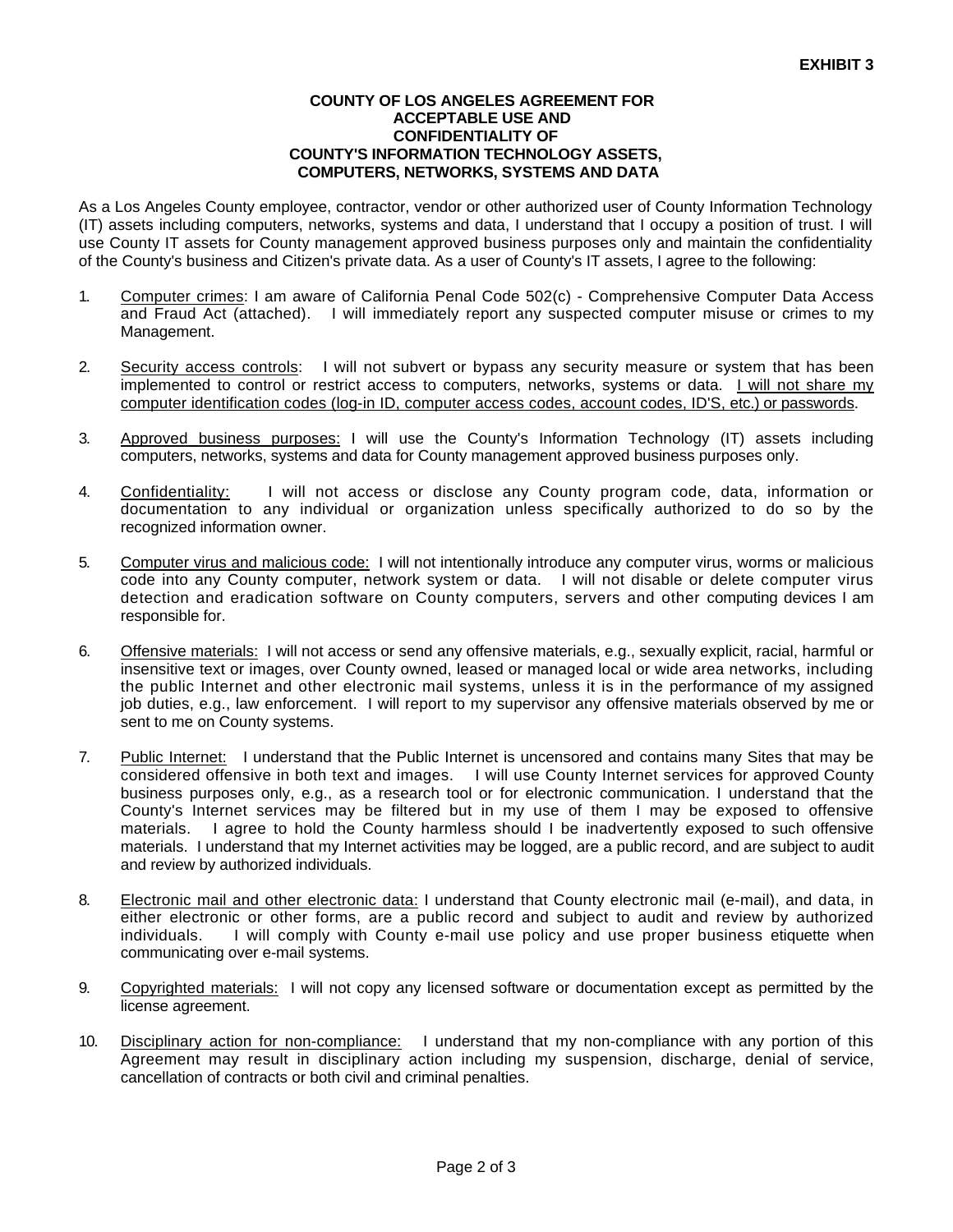**EXHIBIT 3**

# COUNTY OF LOS ANGELES AGREEMENT FOR ACCEPTABLE USE AND CONFIDENTIALITY OF COUNTY'S INFORMATION TECHNOLOGY ASSETS, COMPUTERS, NETWORKS, SYSTEMS AND DATA

As a Los Angeles County employee, contractor, vendor or other authorized user of County Information Technology (IT) assets including computers, networks, systems and data, I understand that I occupy a position of trust. I will use County IT assets for County management approved business purposes only and maintain the confidentiality of the County's business and Citizen's private data. As a user of County's IT assets, I agree to the following:

1. Computer crimes: I am aware of California Penal Code 502(c) - Comprehensive Computer Data Access and Fraud Act (attached). I will immediately report any suspected computer misuse or crimes to my Management.

2. Security access controls: I will not subvert or bypass any security measure or system that has been implemented to control or restrict access to computers, networks, systems or data. I will not share my computer identification codes (log-in ID, computer access codes, account codes, ID'S, etc.) or passwords.

3. Approved business purposes: I will use the County's Information Technology (IT) assets including computers, networks, systems and data for County management approved business purposes only.

4. Confidentiality: I will not access or disclose any County program code, data, information or documentation to any individual or organization unless specifically authorized to do so by the recognized information owner.

5. Computer virus and malicious code: I will not intentionally introduce any computer virus, worms or malicious code into any County computer, network system or data. I will not disable or delete computer virus detection and eradication software on County computers, servers and other computing devices I am responsible for.

6. Offensive materials: I will not access or send any offensive materials, e.g., sexually explicit, racial, harmful or insensitive text or images, over County owned, leased or managed local or wide area networks, including the public Internet and other electronic mail systems, unless it is in the performance of my assigned job duties, e.g., law enforcement. I will report to my supervisor any offensive materials observed by me or sent to me on County systems.

7. Public Internet: I understand that the Public Internet is uncensored and contains many Sites that may be considered offensive in both text and images. I will use County Internet services for approved County business purposes only, e.g., as a research tool or for electronic communication. I understand that the County's Internet services may be filtered but in my use of them I may be exposed to offensive materials. I agree to hold the County harmless should I be inadvertently exposed to such offensive materials. I understand that my Internet activities may be logged, are a public record, and are subject to audit and review by authorized individuals.

8. Electronic mail and other electronic data: I understand that County electronic mail (e-mail), and data, in either electronic or other forms, are a public record and subject to audit and review by authorized individuals. I will comply with County e-mail use policy and use proper business etiquette when communicating over e-mail systems.

9. Copyrighted materials: I will not copy any licensed software or documentation except as permitted by the license agreement.

10. Disciplinary action for non-compliance: I understand that my non-compliance with any portion of this Agreement may result in disciplinary action including my suspension, discharge, denial of service, cancellation of contracts or both civil and criminal penalties.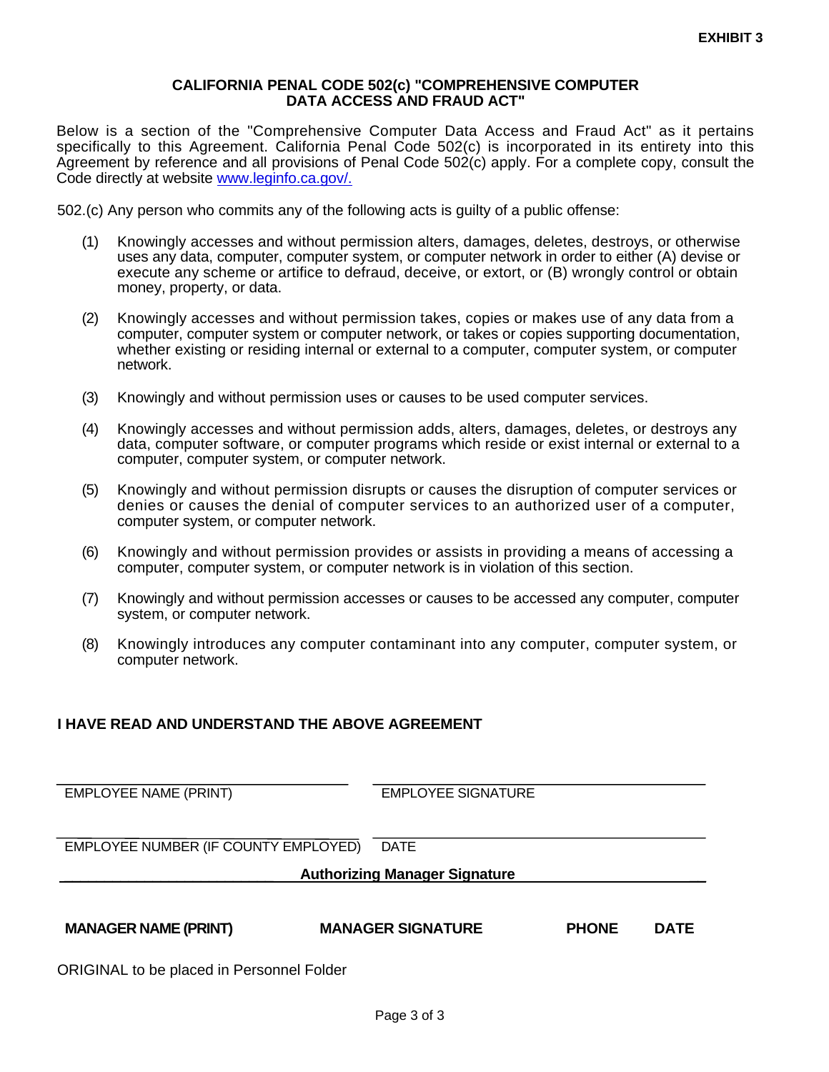**EXHIBIT 3**

## CALIFORNIA PENAL CODE 502(c) "COMPREHENSIVE COMPUTER DATA ACCESS AND FRAUD ACT"

Below is a section of the "Comprehensive Computer Data Access and Fraud Act" as it pertains specifically to this Agreement. California Penal Code 502(c) is incorporated in its entirety into this Agreement by reference and all provisions of Penal Code 502(c) apply. For a complete copy, consult the Code directly at website www.leginfo.ca.gov/.

502.(c) Any person who commits any of the following acts is guilty of a public offense:

(1) Knowingly accesses and without permission alters, damages, deletes, destroys, or otherwise uses any data, computer, computer system, or computer network in order to either (A) devise or execute any scheme or artifice to defraud, deceive, or extort, or (B) wrongly control or obtain money, property, or data.

(2) Knowingly accesses and without permission takes, copies or makes use of any data from a computer, computer system or computer network, or takes or copies supporting documentation, whether existing or residing internal or external to a computer, computer system, or computer network.

(3) Knowingly and without permission uses or causes to be used computer services.

(4) Knowingly accesses and without permission adds, alters, damages, deletes, or destroys any data, computer software, or computer programs which reside or exist internal or external to a computer, computer system, or computer network.

(5) Knowingly and without permission disrupts or causes the disruption of computer services or denies or causes the denial of computer services to an authorized user of a computer, computer system, or computer network.

(6) Knowingly and without permission provides or assists in providing a means of accessing a computer, computer system, or computer network is in violation of this section.

(7) Knowingly and without permission accesses or causes to be accessed any computer, computer system, or computer network.

(8) Knowingly introduces any computer contaminant into any computer, computer system, or computer network.

**I HAVE READ AND UNDERSTAND THE ABOVE AGREEMENT**

| | |
|---|---|
| EMPLOYEE NAME (PRINT) | EMPLOYEE SIGNATURE |
| EMPLOYEE NUMBER (IF COUNTY EMPLOYED) | DATE |

**Authorizing Manager Signature**

| **MANAGER NAME (PRINT)** | **MANAGER SIGNATURE** | **PHONE** | **DATE** |
|---|---|---|---|

ORIGINAL to be placed in Personnel Folder